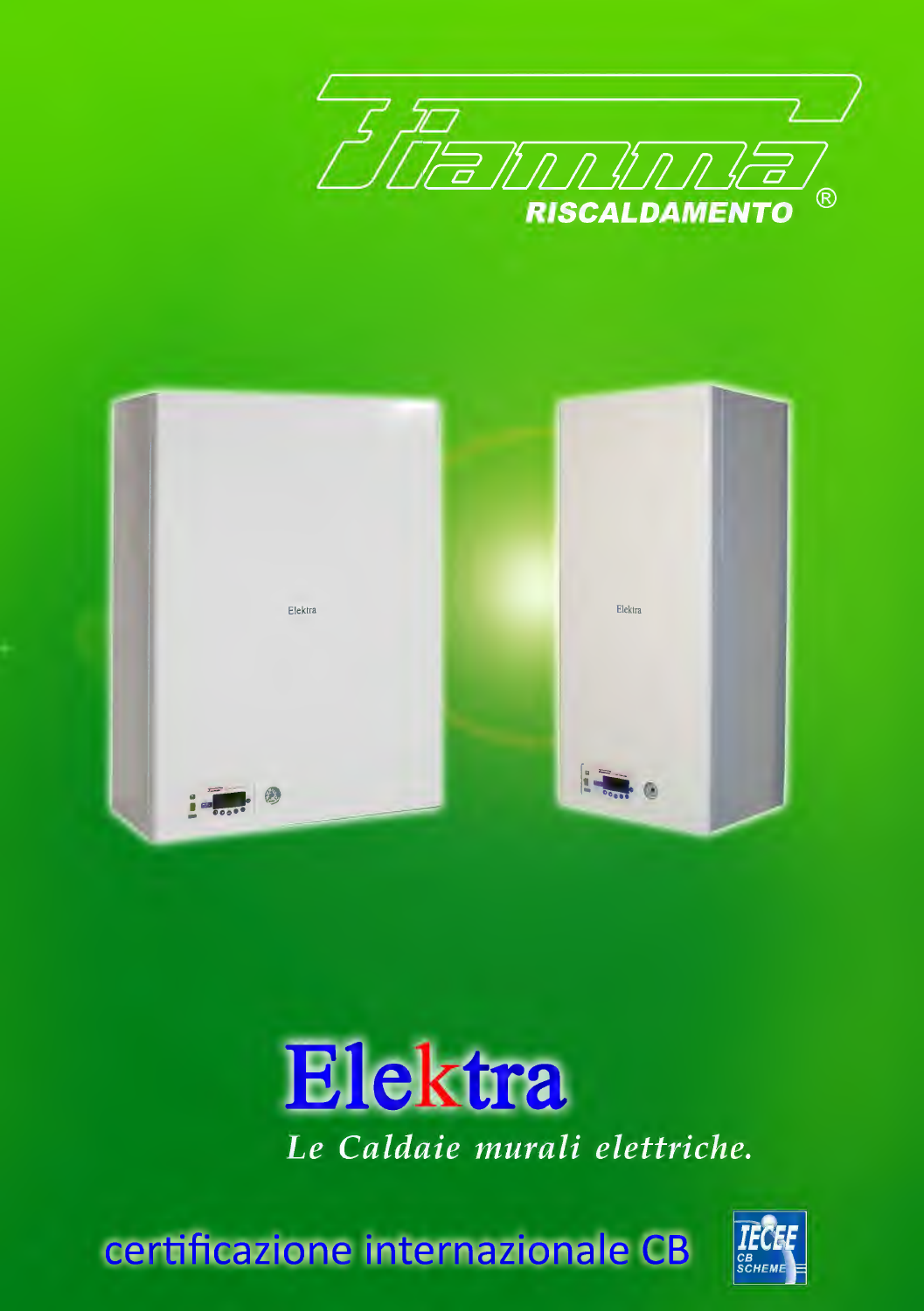Fiamma

RISCALDAMENTO ®

# Elektra

*Le Caldaie murali elettriche.*

certificazione internazionale CB

IECEE CB SCHEME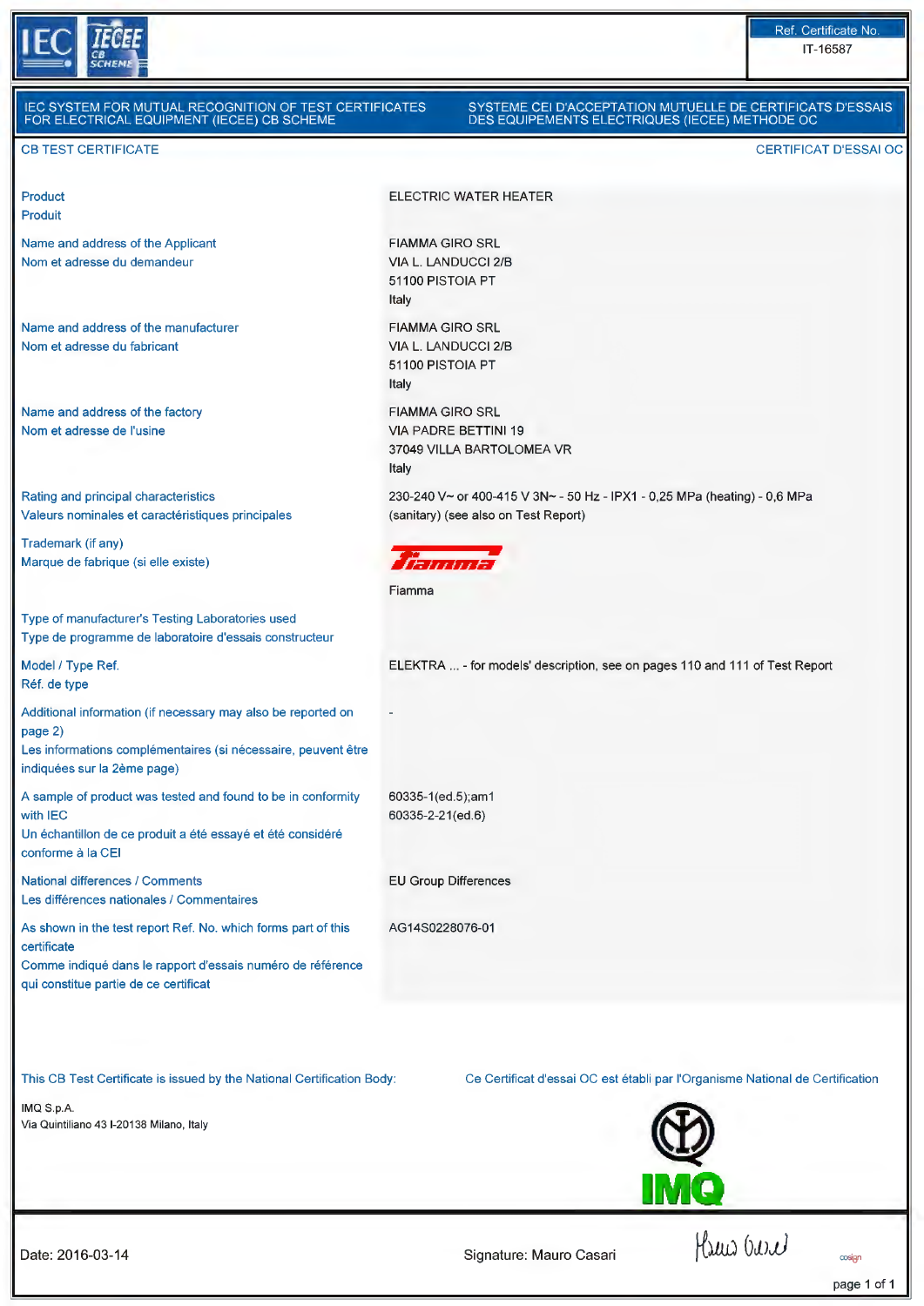Ref. Certificate No.
IT-16587

IEC SYSTEM FOR MUTUAL RECOGNITION OF TEST CERTIFICATES FOR ELECTRICAL EQUIPMENT (IECEE) CB SCHEME

SYSTEME CEI D'ACCEPTATION MUTUELLE DE CERTIFICATS D'ESSAIS DES EQUIPEMENTS ELECTRIQUES (IECEE) METHODE OC

## CB TEST CERTIFICATE

## CERTIFICAT D'ESSAI OC

| | |
|---|---|
| Product<br>Produit | ELECTRIC WATER HEATER |
| Name and address of the Applicant<br>Nom et adresse du demandeur | FIAMMA GIRO SRL<br>VIA L. LANDUCCI 2/B<br>51100 PISTOIA PT<br>Italy |
| Name and address of the manufacturer<br>Nom et adresse du fabricant | FIAMMA GIRO SRL<br>VIA L. LANDUCCI 2/B<br>51100 PISTOIA PT<br>Italy |
| Name and address of the factory<br>Nom et adresse de l'usine | FIAMMA GIRO SRL<br>VIA PADRE BETTINI 19<br>37049 VILLA BARTOLOMEA VR<br>Italy |
| Rating and principal characteristics<br>Valeurs nominales et caractéristiques principales | 230-240 V~ or 400-415 V 3N~ - 50 Hz - IPX1 - 0,25 MPa (heating) - 0,6 MPa (sanitary) (see also on Test Report) |
| Trademark (if any)<br>Marque de fabrique (si elle existe) | Fiamma<br>Fiamma |
| Type of manufacturer's Testing Laboratories used<br>Type de programme de laboratoire d'essais constructeur | |
| Model / Type Ref.<br>Réf. de type | ELEKTRA ... - for models' description, see on pages 110 and 111 of Test Report |
| Additional information (if necessary may also be reported on page 2)<br>Les informations complémentaires (si nécessaire, peuvent être indiquées sur la 2ème page) | - |
| A sample of product was tested and found to be in conformity with IEC<br>Un échantillon de ce produit a été essayé et été considéré conforme à la CEI | 60335-1(ed.5);am1<br>60335-2-21(ed.6) |
| National differences / Comments<br>Les différences nationales / Commentaires | EU Group Differences |
| As shown in the test report Ref. No. which forms part of this certificate<br>Comme indiqué dans le rapport d'essais numéro de référence qui constitue partie de ce certificat | AG14S0228076-01 |

This CB Test Certificate is issued by the National Certification Body:

Ce Certificat d'essai OC est établi par l'Organisme National de Certification

IMQ S.p.A.
Via Quintiliano 43 I-20138 Milano, Italy

IMQ

Date: 2016-03-14

Signature: Mauro Casari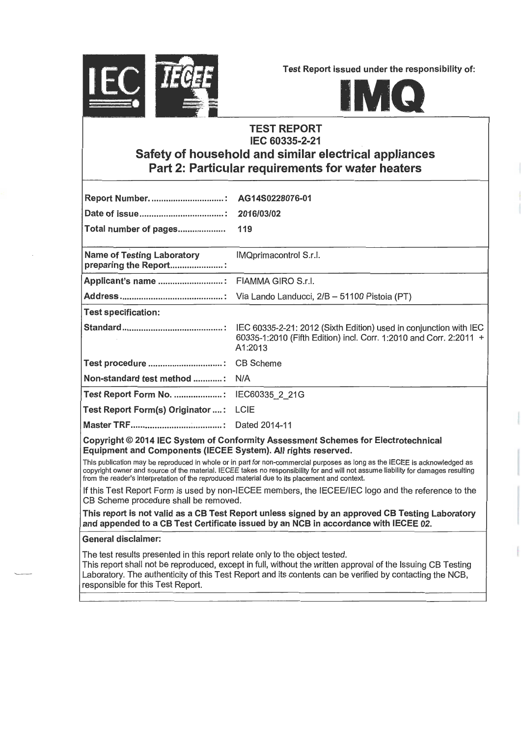Test Report issued under the responsibility of:

IEC IECEE IMQ

# TEST REPORT
## IEC 60335-2-21
## Safety of household and similar electrical appliances
## Part 2: Particular requirements for water heaters

| | |
|---|---|
| **Report Number. ...............................:** | **AG14S0228076-01** |
| **Date of issue....................................:** | **2016/03/02** |
| **Total number of pages...................** | **119** |
| **Name of Testing Laboratory preparing the Report.......................:** | IMQprimacontrol S.r.l. |
| **Applicant's name ...........................:** | FIAMMA GIRO S.r.l. |
| **Address............................................:** | Via Lando Landucci, 2/B – 51100 Pistoia (PT) |
| **Test specification:** | |
| **Standard...........................................:** | IEC 60335-2-21: 2012 (Sixth Edition) used in conjunction with IEC 60335-1:2010 (Fifth Edition) incl. Corr. 1:2010 and Corr. 2:2011 + A1:2013 |
| **Test procedure ...............................:** | CB Scheme |
| **Non-standard test method ............:** | N/A |
| **Test Report Form No. .....................:** | IEC60335_2_21G |
| **Test Report Form(s) Originator ....:** | LCIE |
| **Master TRF......................................:** | Dated 2014-11 |

**Copyright © 2014 IEC System of Conformity Assessment Schemes for Electrotechnical Equipment and Components (IECEE System). All rights reserved.**

This publication may be reproduced in whole or in part for non-commercial purposes as long as the IECEE is acknowledged as copyright owner and source of the material. IECEE takes no responsibility for and will not assume liability for damages resulting from the reader's interpretation of the reproduced material due to its placement and context.

If this Test Report Form is used by non-IECEE members, the IECEE/IEC logo and the reference to the CB Scheme procedure shall be removed.

**This report is not valid as a CB Test Report unless signed by an approved CB Testing Laboratory and appended to a CB Test Certificate issued by an NCB in accordance with IECEE 02.**

**General disclaimer:**

The test results presented in this report relate only to the object tested.
This report shall not be reproduced, except in full, without the written approval of the Issuing CB Testing Laboratory. The authenticity of this Test Report and its contents can be verified by contacting the NCB, responsible for this Test Report.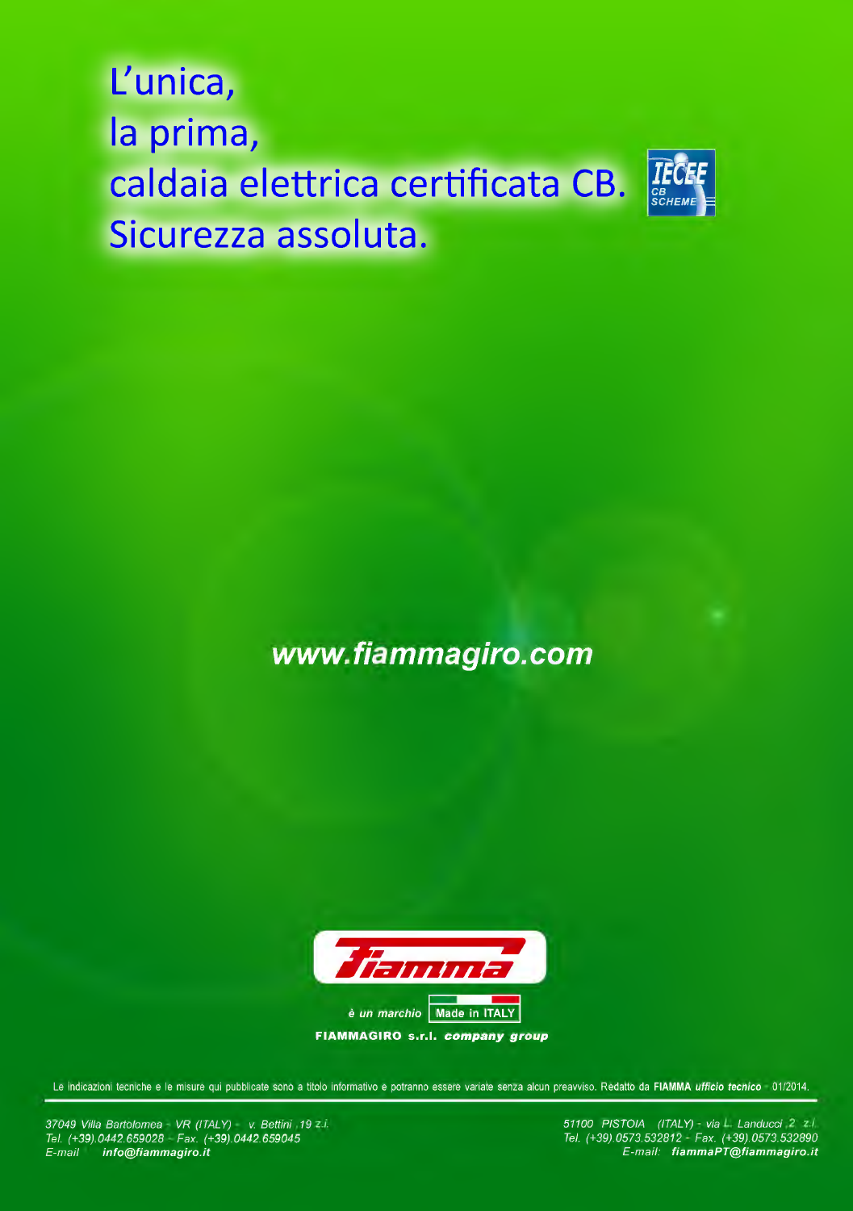# L'unica,
# la prima,
# caldaia elettrica certificata CB.
# Sicurezza assoluta.

IECEE CB SCHEME

**www.fiammagiro.com**

Fiamma

*è un marchio* Made in ITALY

**FIAMMAGIRO s.r.l.** ***company group***

Le indicazioni tecniche e le misure qui pubblicate sono a titolo informativo e potranno essere variate senza alcun preavviso. Redatto da **FIAMMA** ***ufficio tecnico*** - 01/2014.

*37049 Villa Bartolomea - VR (ITALY) - v. Bettini ,19 z.i.*
*Tel. (+39).0442.659028 - Fax. (+39).0442.659045*
*E-mail* ***info@fiammagiro.it***

*51100 PISTOIA (ITALY) - via L. Landucci ,2 z.i.*
*Tel. (+39).0573.532812 - Fax. (+39).0573.532890*
*E-mail:* ***fiammaPT@fiammagiro.it***